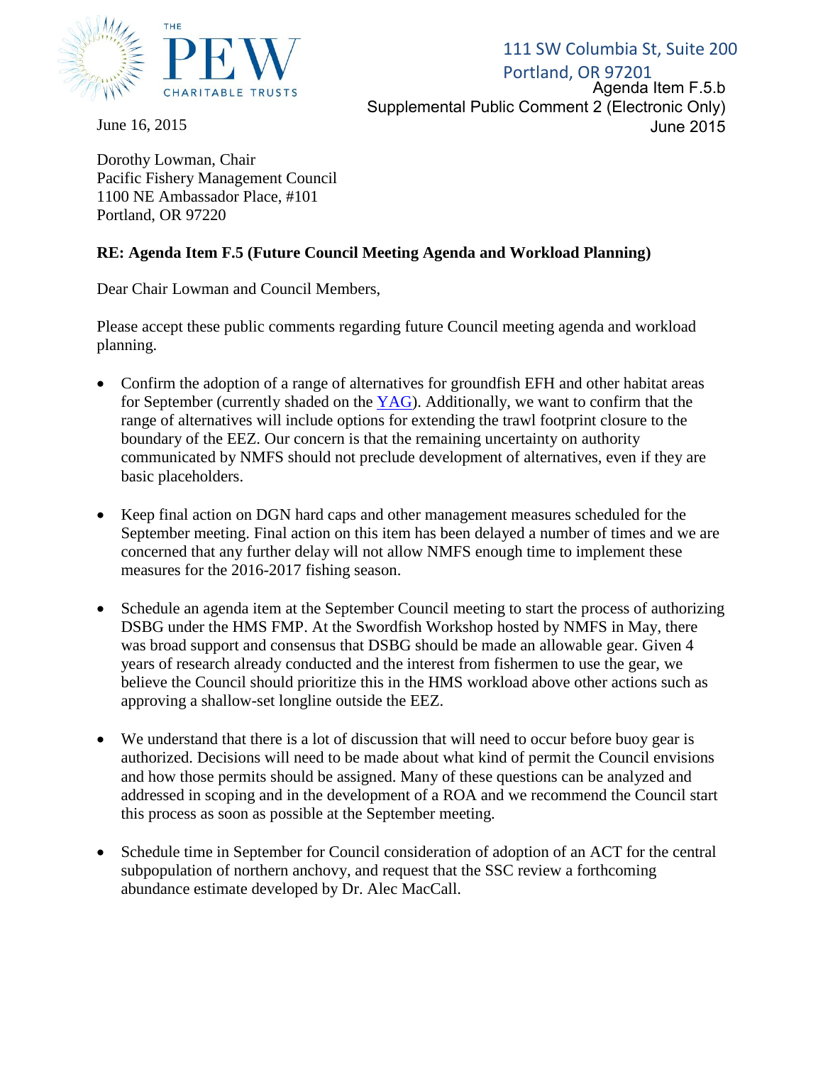THE PEW CHARITABLE TRUSTS

111 SW Columbia St, Suite 200
Portland, OR 97201

Agenda Item F.5.b
Supplemental Public Comment 2 (Electronic Only)
June 2015

June 16, 2015

Dorothy Lowman, Chair
Pacific Fishery Management Council
1100 NE Ambassador Place, #101
Portland, OR 97220

**RE: Agenda Item F.5 (Future Council Meeting Agenda and Workload Planning)**

Dear Chair Lowman and Council Members,

Please accept these public comments regarding future Council meeting agenda and workload planning.

- Confirm the adoption of a range of alternatives for groundfish EFH and other habitat areas for September (currently shaded on the YAG). Additionally, we want to confirm that the range of alternatives will include options for extending the trawl footprint closure to the boundary of the EEZ. Our concern is that the remaining uncertainty on authority communicated by NMFS should not preclude development of alternatives, even if they are basic placeholders.

- Keep final action on DGN hard caps and other management measures scheduled for the September meeting. Final action on this item has been delayed a number of times and we are concerned that any further delay will not allow NMFS enough time to implement these measures for the 2016-2017 fishing season.

- Schedule an agenda item at the September Council meeting to start the process of authorizing DSBG under the HMS FMP. At the Swordfish Workshop hosted by NMFS in May, there was broad support and consensus that DSBG should be made an allowable gear. Given 4 years of research already conducted and the interest from fishermen to use the gear, we believe the Council should prioritize this in the HMS workload above other actions such as approving a shallow-set longline outside the EEZ.

- We understand that there is a lot of discussion that will need to occur before buoy gear is authorized. Decisions will need to be made about what kind of permit the Council envisions and how those permits should be assigned. Many of these questions can be analyzed and addressed in scoping and in the development of a ROA and we recommend the Council start this process as soon as possible at the September meeting.

- Schedule time in September for Council consideration of adoption of an ACT for the central subpopulation of northern anchovy, and request that the SSC review a forthcoming abundance estimate developed by Dr. Alec MacCall.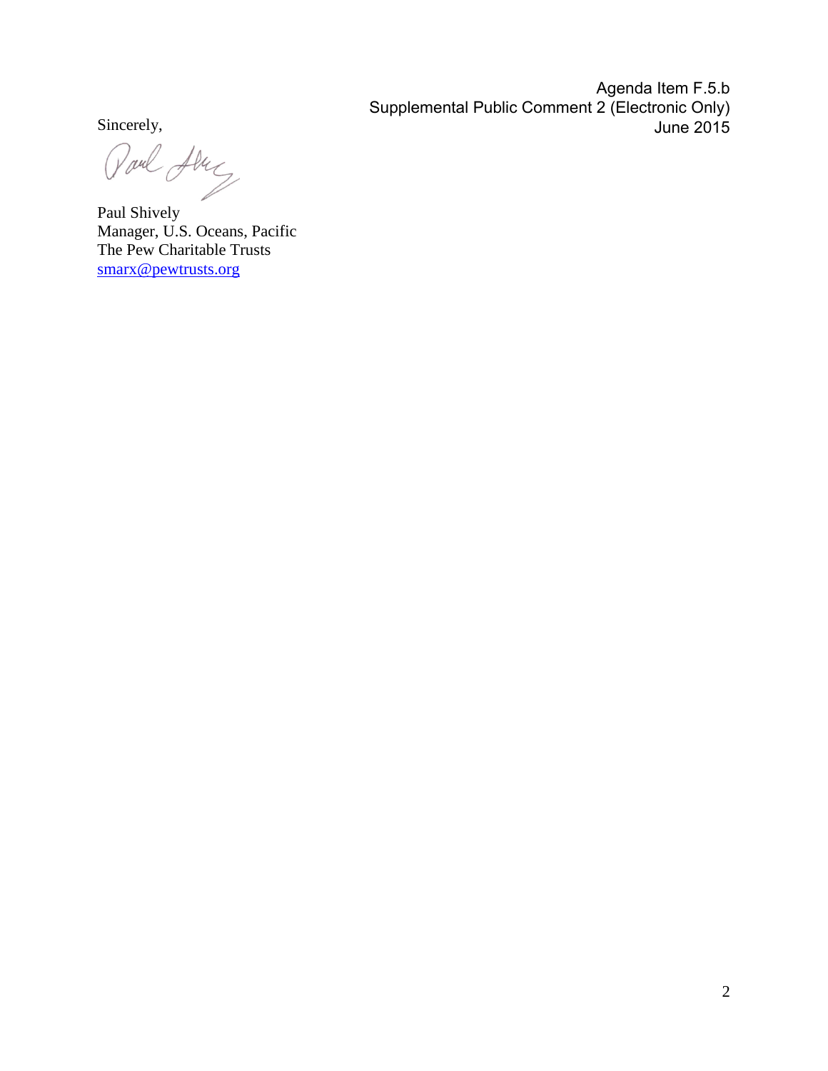Agenda Item F.5.b
Supplemental Public Comment 2 (Electronic Only)
June 2015

Sincerely,

Paul Shively
Manager, U.S. Oceans, Pacific
The Pew Charitable Trusts
smarx@pewtrusts.org